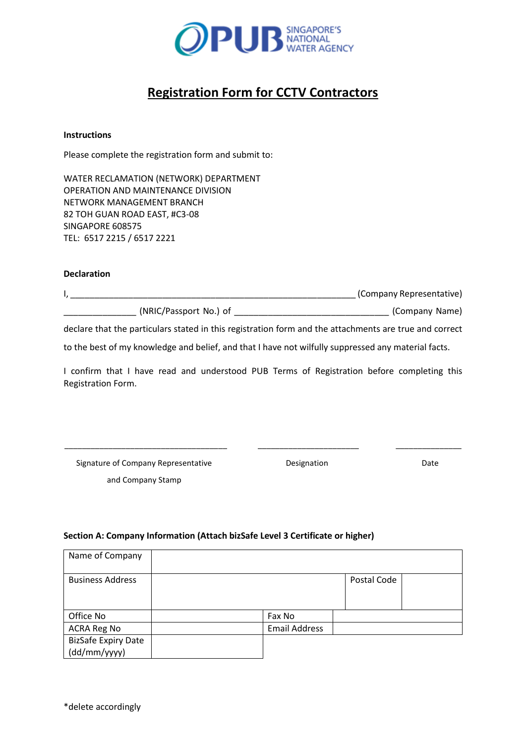PUB SINGAPORE'S NATIONAL WATER AGENCY

# Registration Form for CCTV Contractors

**Instructions**

Please complete the registration form and submit to:

WATER RECLAMATION (NETWORK) DEPARTMENT
OPERATION AND MAINTENANCE DIVISION
NETWORK MANAGEMENT BRANCH
82 TOH GUAN ROAD EAST, #C3-08
SINGAPORE 608575
TEL: 6517 2215 / 6517 2221

**Declaration**

I, ________________________________________________________ (Company Representative)
______________ (NRIC/Passport No.) of ______________________________ (Company Name)
declare that the particulars stated in this registration form and the attachments are true and correct to the best of my knowledge and belief, and that I have not wilfully suppressed any material facts.

I confirm that I have read and understood PUB Terms of Registration before completing this Registration Form.

| ________________________________ | ____________________ | _____________ |
|---|---|---|
| Signature of Company Representative and Company Stamp | Designation | Date |

**Section A: Company Information (Attach bizSafe Level 3 Certificate or higher)**

| Name of Company | | | |
|---|---|---|---|
| Business Address | | Postal Code | |
| Office No | | Fax No | |
| ACRA Reg No | | Email Address | |
| BizSafe Expiry Date (dd/mm/yyyy) | | | |

*delete accordingly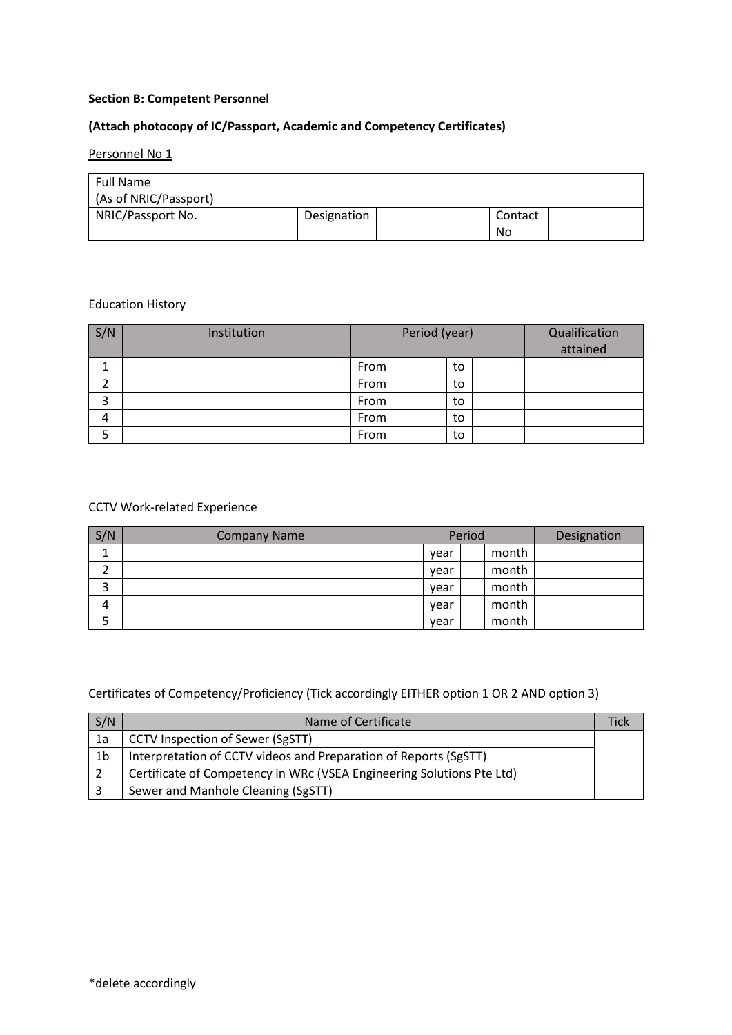**Section B: Competent Personnel**

**(Attach photocopy of IC/Passport, Academic and Competency Certificates)**

Personnel No 1

| Full Name (As of NRIC/Passport) | | | | | |
|---|---|---|---|---|---|
| NRIC/Passport No. | | Designation | | Contact No | |

Education History

| S/N | Institution | Period (year) | | | | Qualification attained |
|---|---|---|---|---|---|---|
| 1 | | From | | to | | |
| 2 | | From | | to | | |
| 3 | | From | | to | | |
| 4 | | From | | to | | |
| 5 | | From | | to | | |

CCTV Work-related Experience

| S/N | Company Name | Period | | | | Designation |
|---|---|---|---|---|---|---|
| 1 | | | year | | month | |
| 2 | | | year | | month | |
| 3 | | | year | | month | |
| 4 | | | year | | month | |
| 5 | | | year | | month | |

Certificates of Competency/Proficiency (Tick accordingly EITHER option 1 OR 2 AND option 3)

| S/N | Name of Certificate | Tick |
|---|---|---|
| 1a | CCTV Inspection of Sewer (SgSTT) | |
| 1b | Interpretation of CCTV videos and Preparation of Reports (SgSTT) | |
| 2 | Certificate of Competency in WRc (VSEA Engineering Solutions Pte Ltd) | |
| 3 | Sewer and Manhole Cleaning (SgSTT) | |

*delete accordingly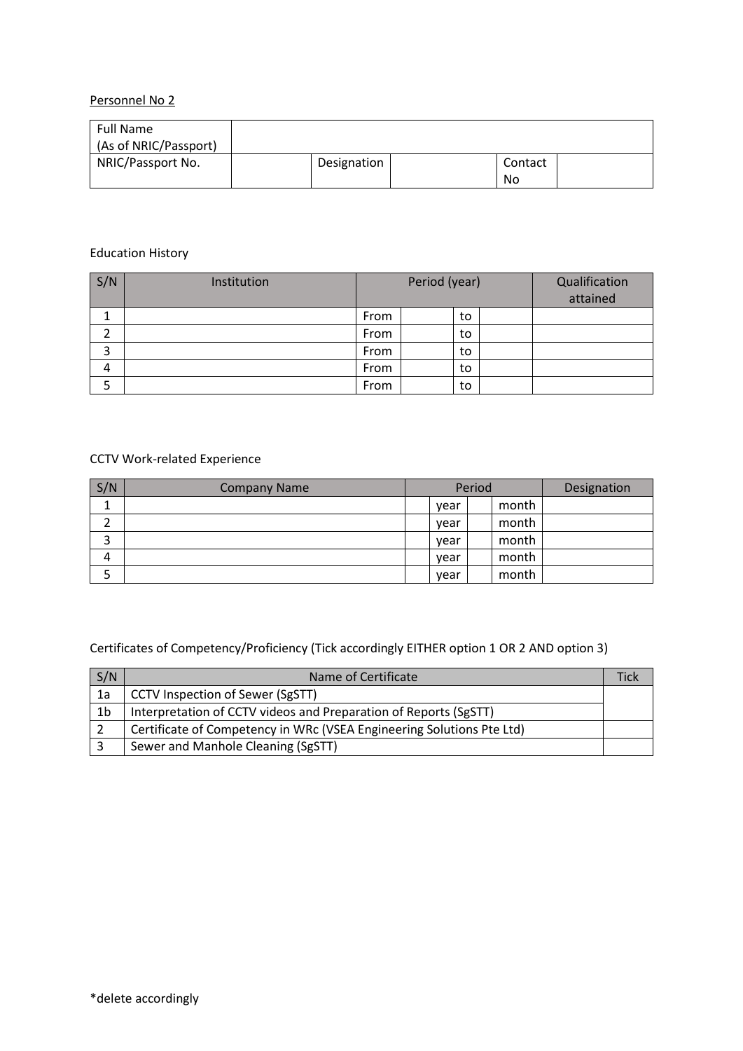Personnel No 2

| Full Name (As of NRIC/Passport) | | | | | |
|---|---|---|---|---|---|
| NRIC/Passport No. | | Designation | | Contact No | |

Education History

| S/N | Institution | Period (year) | | | | Qualification attained |
|---|---|---|---|---|---|---|
| 1 | | From | | to | | |
| 2 | | From | | to | | |
| 3 | | From | | to | | |
| 4 | | From | | to | | |
| 5 | | From | | to | | |

CCTV Work-related Experience

| S/N | Company Name | Period | | | | Designation |
|---|---|---|---|---|---|---|
| 1 | | | year | | month | |
| 2 | | | year | | month | |
| 3 | | | year | | month | |
| 4 | | | year | | month | |
| 5 | | | year | | month | |

Certificates of Competency/Proficiency (Tick accordingly EITHER option 1 OR 2 AND option 3)

| S/N | Name of Certificate | Tick |
|---|---|---|
| 1a | CCTV Inspection of Sewer (SgSTT) | |
| 1b | Interpretation of CCTV videos and Preparation of Reports (SgSTT) | |
| 2 | Certificate of Competency in WRc (VSEA Engineering Solutions Pte Ltd) | |
| 3 | Sewer and Manhole Cleaning (SgSTT) | |

*delete accordingly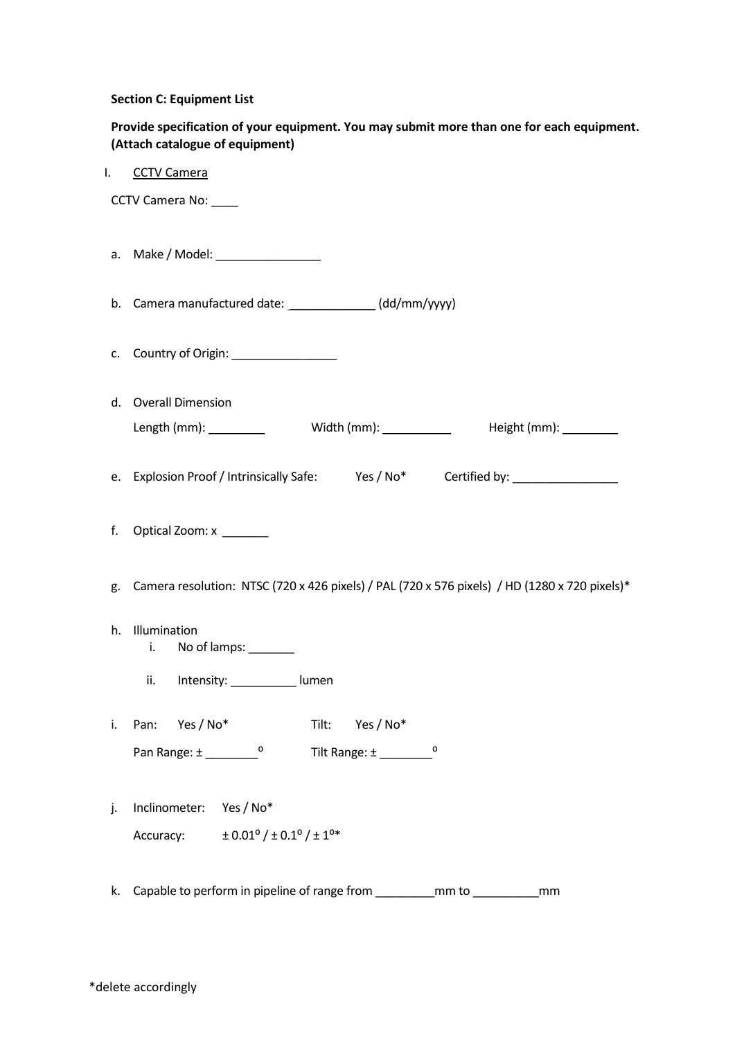**Section C: Equipment List**

**Provide specification of your equipment. You may submit more than one for each equipment. (Attach catalogue of equipment)**

I. CCTV Camera

CCTV Camera No: ____

a. Make / Model: ________________

b. Camera manufactured date: _____________ (dd/mm/yyyy)

c. Country of Origin: ________________

d. Overall Dimension

   Length (mm): _________ Width (mm): ___________ Height (mm): _________

e. Explosion Proof / Intrinsically Safe: Yes / No* Certified by: ________________

f. Optical Zoom: x _______

g. Camera resolution: NTSC (720 x 426 pixels) / PAL (720 x 576 pixels) / HD (1280 x 720 pixels)*

h. Illumination
   i. No of lamps: _______
   ii. Intensity: __________ lumen

i. Pan: Yes / No* Tilt: Yes / No*

   Pan Range: ± ________ $^{o}$ Tilt Range: ± ________ $^{o}$

j. Inclinometer: Yes / No*

   Accuracy: ± 0.01$^{o}$ / ± 0.1$^{o}$ / ± 1$^{o}$*

k. Capable to perform in pipeline of range from _________mm to __________mm

*delete accordingly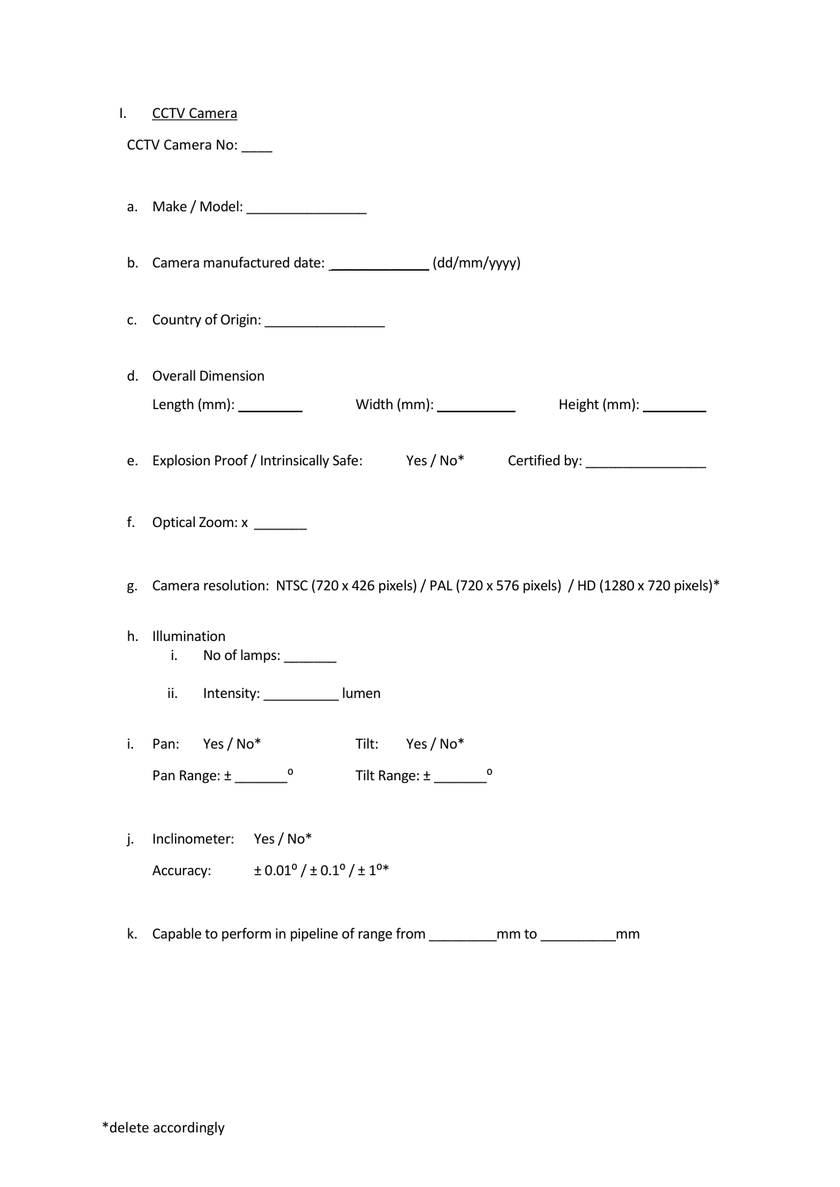I. <u>CCTV Camera</u>

CCTV Camera No: ____

a. Make / Model: ________________

b. Camera manufactured date: _____________ (dd/mm/yyyy)

c. Country of Origin: ________________

d. Overall Dimension

   Length (mm): _________     Width (mm): ___________     Height (mm): _________

e. Explosion Proof / Intrinsically Safe:     Yes / No*     Certified by: ________________

f. Optical Zoom: x _______

g. Camera resolution: NTSC (720 x 426 pixels) / PAL (720 x 576 pixels) / HD (1280 x 720 pixels)*

h. Illumination
   i. No of lamps: _______
   ii. Intensity: __________ lumen

i. Pan:     Yes / No*     Tilt:     Yes / No*

   Pan Range: ± _______ $^{o}$     Tilt Range: ± _______ $^{o}$

j. Inclinometer:     Yes / No*

   Accuracy:     ± 0.01$^{o}$ / ± 0.1$^{o}$ / ± 1$^{o}$*

k. Capable to perform in pipeline of range from _________mm to __________mm

*delete accordingly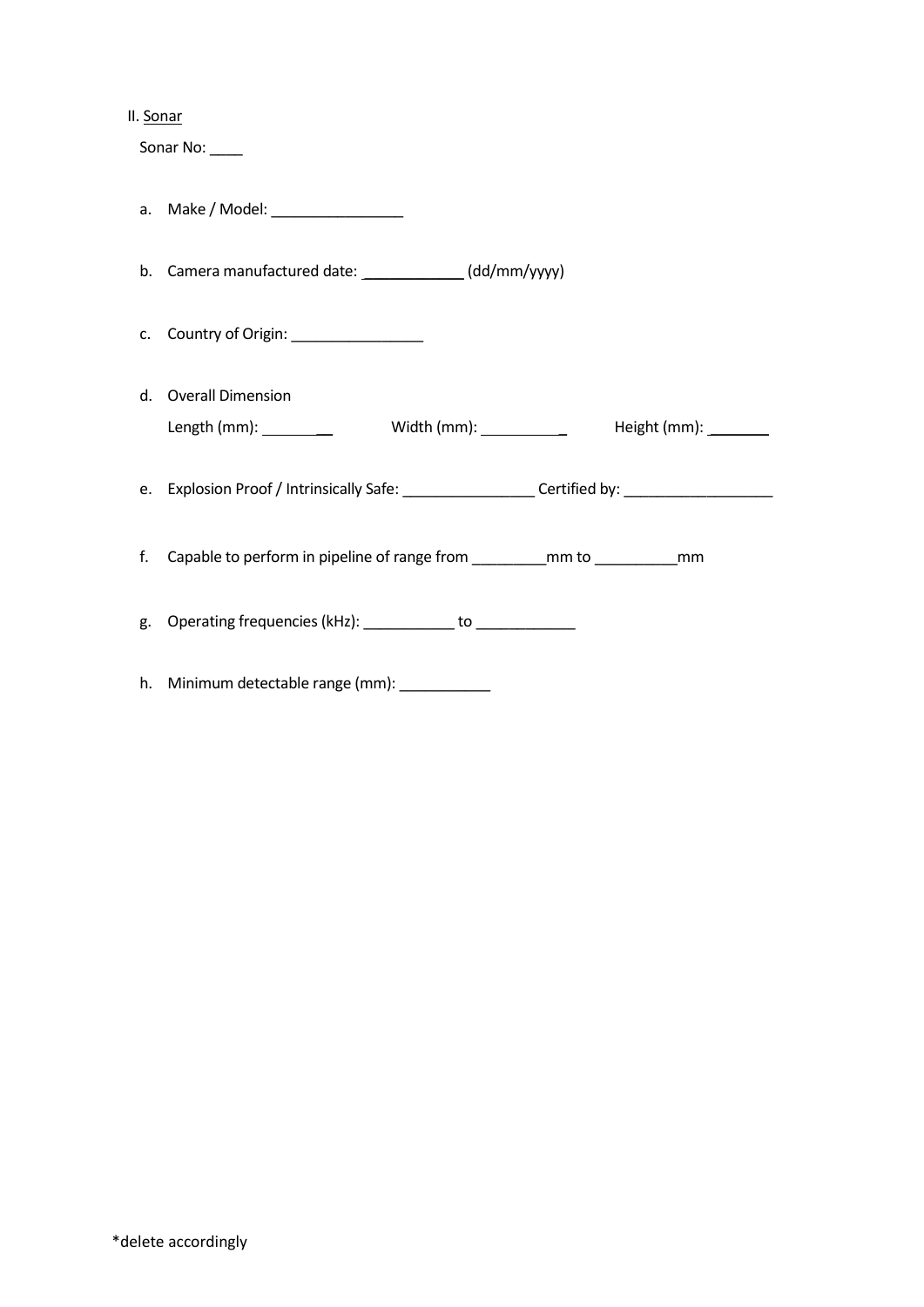II. Sonar

Sonar No: ____

a. Make / Model: ________________

b. Camera manufactured date: ____________ (dd/mm/yyyy)

c. Country of Origin: ________________

d. Overall Dimension

   Length (mm): ________ Width (mm): __________ Height (mm): _______

e. Explosion Proof / Intrinsically Safe: ________________ Certified by: __________________

f. Capable to perform in pipeline of range from _________mm to __________mm

g. Operating frequencies (kHz): ___________ to ____________

h. Minimum detectable range (mm): ___________

*delete accordingly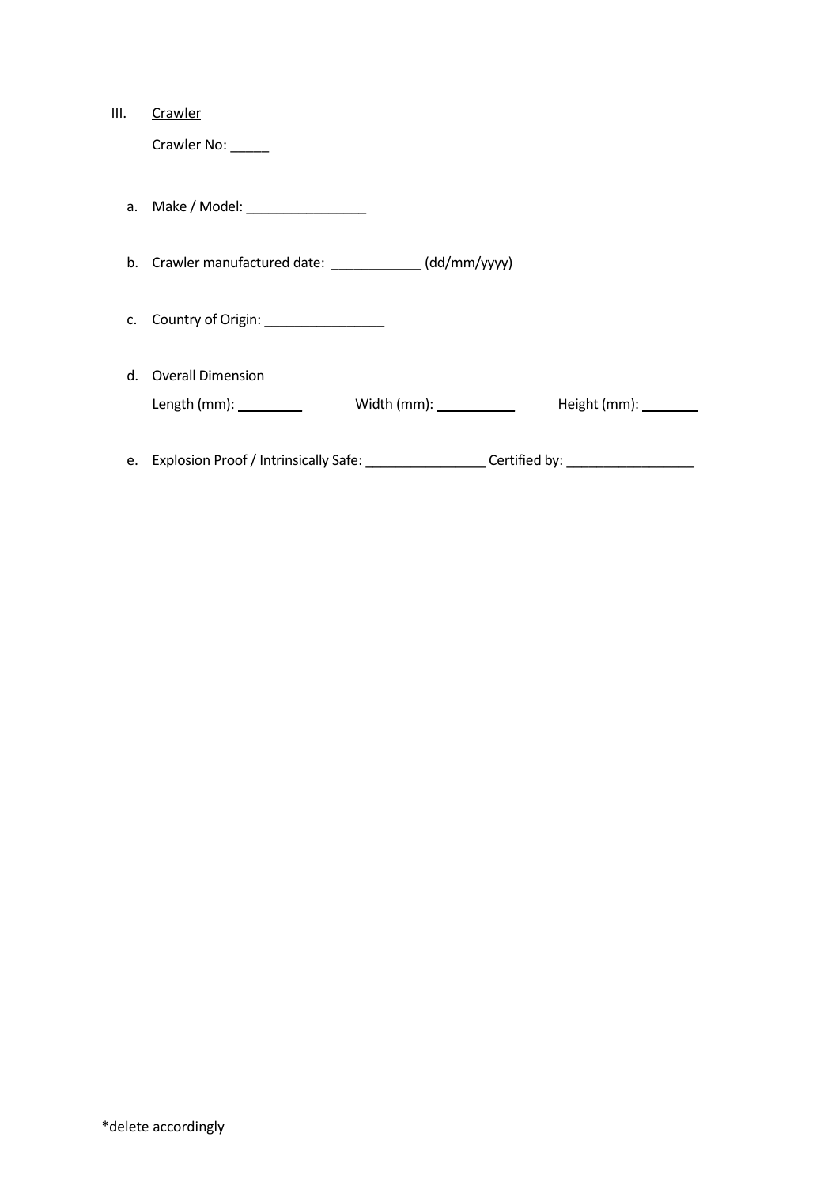III. <u>Crawler</u>

Crawler No: _____

a. Make / Model: ________________

b. Crawler manufactured date: ____________ (dd/mm/yyyy)

c. Country of Origin: ________________

d. Overall Dimension

Length (mm): _________ Width (mm): ___________ Height (mm): ________

e. Explosion Proof / Intrinsically Safe: ________________ Certified by: _________________

*delete accordingly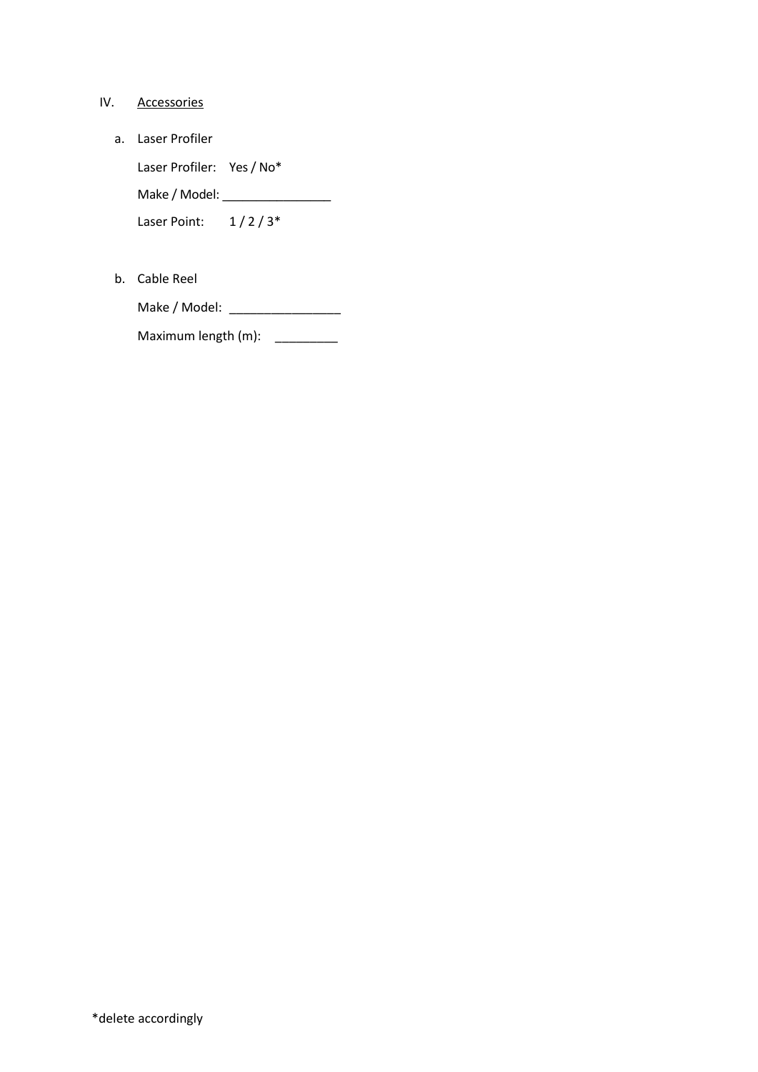## IV. Accessories

a. Laser Profiler

Laser Profiler: Yes / No*

Make / Model: ________________

Laser Point: 1 / 2 / 3*

b. Cable Reel

Make / Model: ________________

Maximum length (m): _________

*delete accordingly